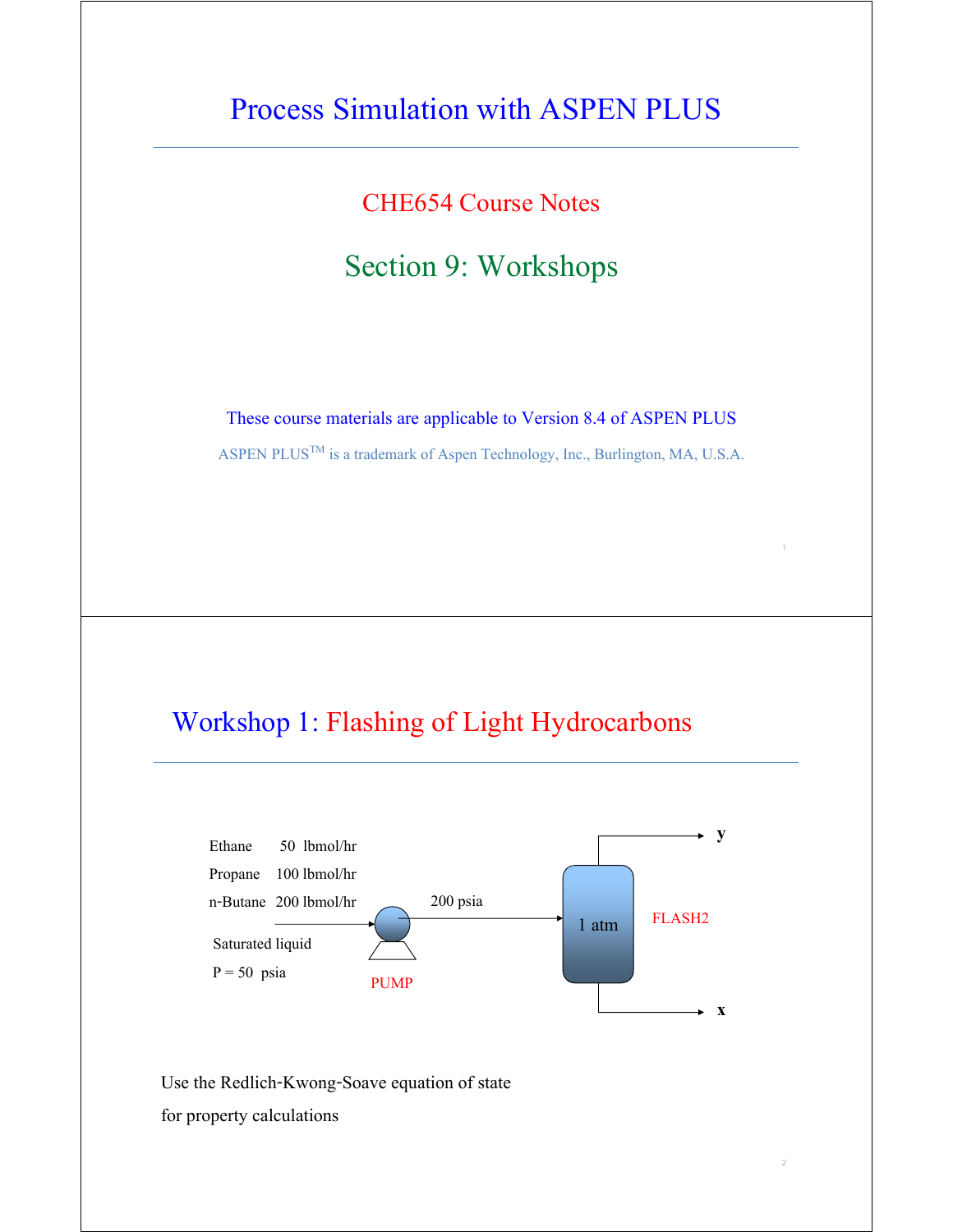# Process Simulation with ASPEN PLUS

## CHE654 Course Notes

## Section 9: Workshops

These course materials are applicable to Version 8.4 of ASPEN PLUS

ASPEN PLUS[TM] is a trademark of Aspen Technology, Inc., Burlington, MA, U.S.A.

---

## Workshop 1: Flashing of Light Hydrocarbons

Ethane 50 lbmol/hr

Propane 100 lbmol/hr

n-Butane 200 lbmol/hr

Saturated liquid

P = 50 psia

PUMP

200 psia

1 atm

FLASH2

y

x

Use the Redlich-Kwong-Soave equation of state for property calculations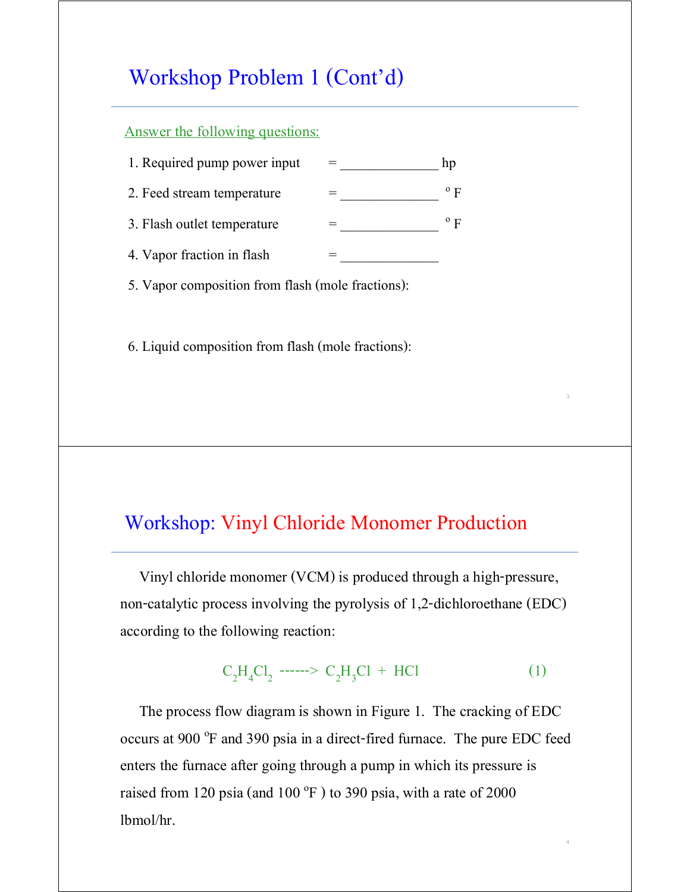## Workshop Problem 1 (Cont'd)

Answer the following questions:

1. Required pump power input = ______________ hp
2. Feed stream temperature = ______________ $^oF$
3. Flash outlet temperature = ______________ $^oF$
4. Vapor fraction in flash = ______________
5. Vapor composition from flash (mole fractions):

6. Liquid composition from flash (mole fractions):

## Workshop: Vinyl Chloride Monomer Production

Vinyl chloride monomer (VCM) is produced through a high-pressure, non-catalytic process involving the pyrolysis of 1,2-dichloroethane (EDC) according to the following reaction:

$$C_2H_4Cl_2 \text{ ------> } C_2H_3Cl + HCl \qquad (1)$$

The process flow diagram is shown in Figure 1. The cracking of EDC occurs at 900 $^oF$ and 390 psia in a direct-fired furnace. The pure EDC feed enters the furnace after going through a pump in which its pressure is raised from 120 psia (and 100 $^oF$ ) to 390 psia, with a rate of 2000 lbmol/hr.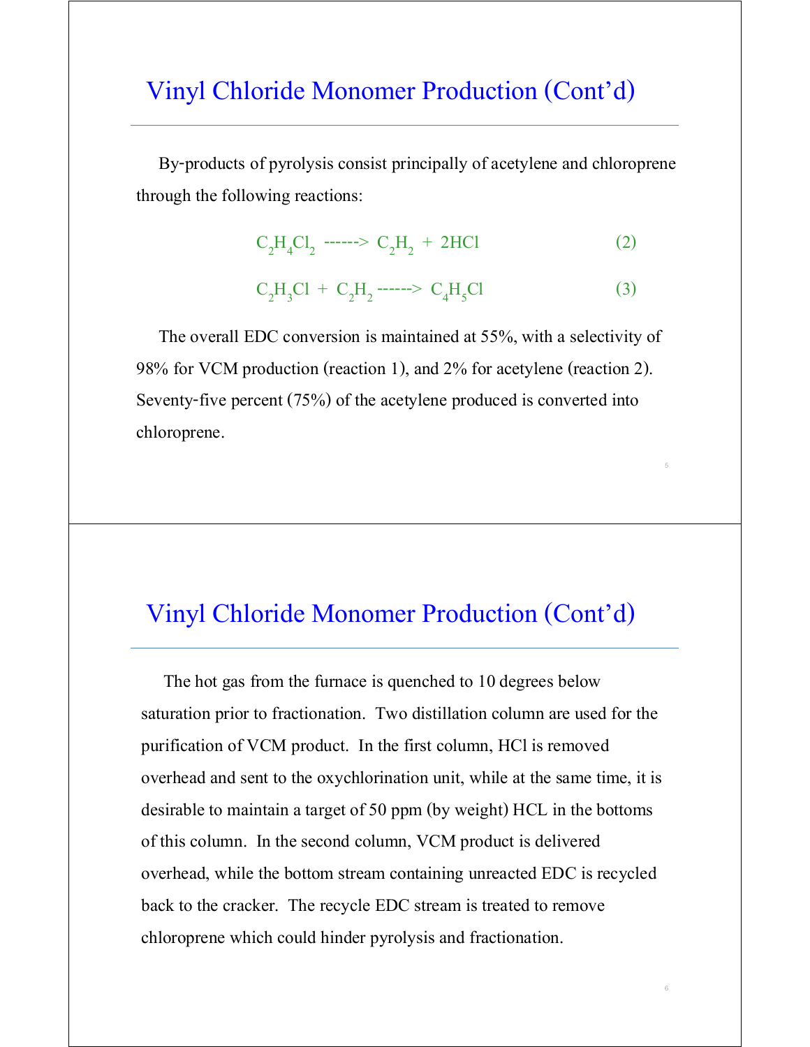# Vinyl Chloride Monomer Production (Cont'd)

By-products of pyrolysis consist principally of acetylene and chloroprene through the following reactions:

$$C_2H_4Cl_2 \text{ ------> } C_2H_2 + 2HCl \qquad (2)$$

$$C_2H_3Cl + C_2H_2 \text{ ------> } C_4H_5Cl \qquad (3)$$

The overall EDC conversion is maintained at 55%, with a selectivity of 98% for VCM production (reaction 1), and 2% for acetylene (reaction 2). Seventy-five percent (75%) of the acetylene produced is converted into chloroprene.

# Vinyl Chloride Monomer Production (Cont'd)

The hot gas from the furnace is quenched to 10 degrees below saturation prior to fractionation. Two distillation column are used for the purification of VCM product. In the first column, HCl is removed overhead and sent to the oxychlorination unit, while at the same time, it is desirable to maintain a target of 50 ppm (by weight) HCL in the bottoms of this column. In the second column, VCM product is delivered overhead, while the bottom stream containing unreacted EDC is recycled back to the cracker. The recycle EDC stream is treated to remove chloroprene which could hinder pyrolysis and fractionation.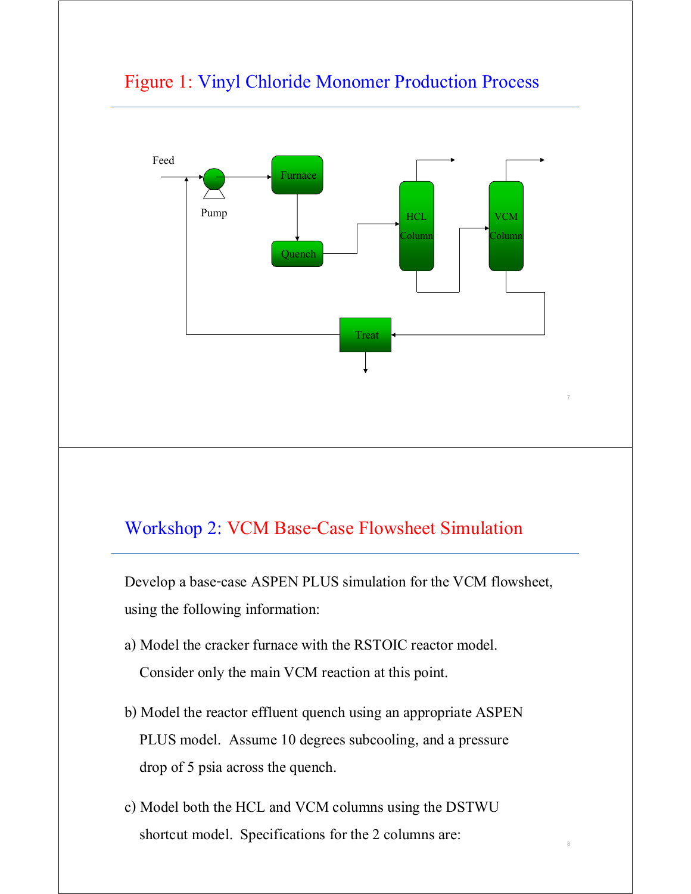## Figure 1: Vinyl Chloride Monomer Production Process

Feed

Pump

Furnace

Quench

HCL Column

VCM Column

Treat

## Workshop 2: VCM Base-Case Flowsheet Simulation

Develop a base-case ASPEN PLUS simulation for the VCM flowsheet, using the following information:

a) Model the cracker furnace with the RSTOIC reactor model. Consider only the main VCM reaction at this point.

b) Model the reactor effluent quench using an appropriate ASPEN PLUS model. Assume 10 degrees subcooling, and a pressure drop of 5 psia across the quench.

c) Model both the HCL and VCM columns using the DSTWU shortcut model. Specifications for the 2 columns are: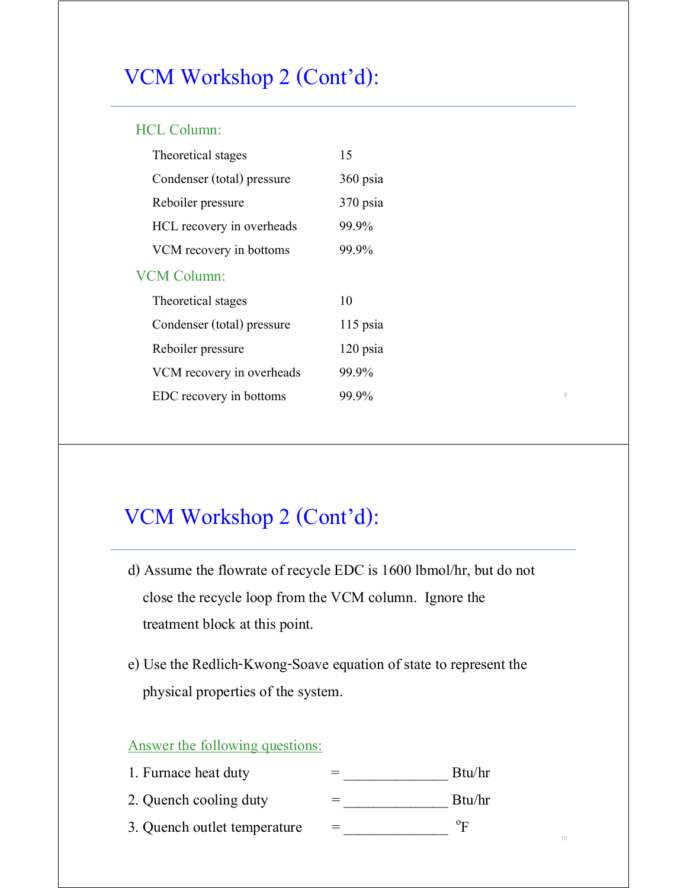# VCM Workshop 2 (Cont'd):

### HCL Column:

| | |
|---|---|
| Theoretical stages | 15 |
| Condenser (total) pressure | 360 psia |
| Reboiler pressure | 370 psia |
| HCL recovery in overheads | 99.9% |
| VCM recovery in bottoms | 99.9% |

### VCM Column:

| | |
|---|---|
| Theoretical stages | 10 |
| Condenser (total) pressure | 115 psia |
| Reboiler pressure | 120 psia |
| VCM recovery in overheads | 99.9% |
| EDC recovery in bottoms | 99.9% |

# VCM Workshop 2 (Cont'd):

d) Assume the flowrate of recycle EDC is 1600 lbmol/hr, but do not close the recycle loop from the VCM column. Ignore the treatment block at this point.

e) Use the Redlich-Kwong-Soave equation of state to represent the physical properties of the system.

Answer the following questions:

1. Furnace heat duty = ______________ Btu/hr
2. Quench cooling duty = ______________ Btu/hr
3. Quench outlet temperature = ______________ $^{o}$F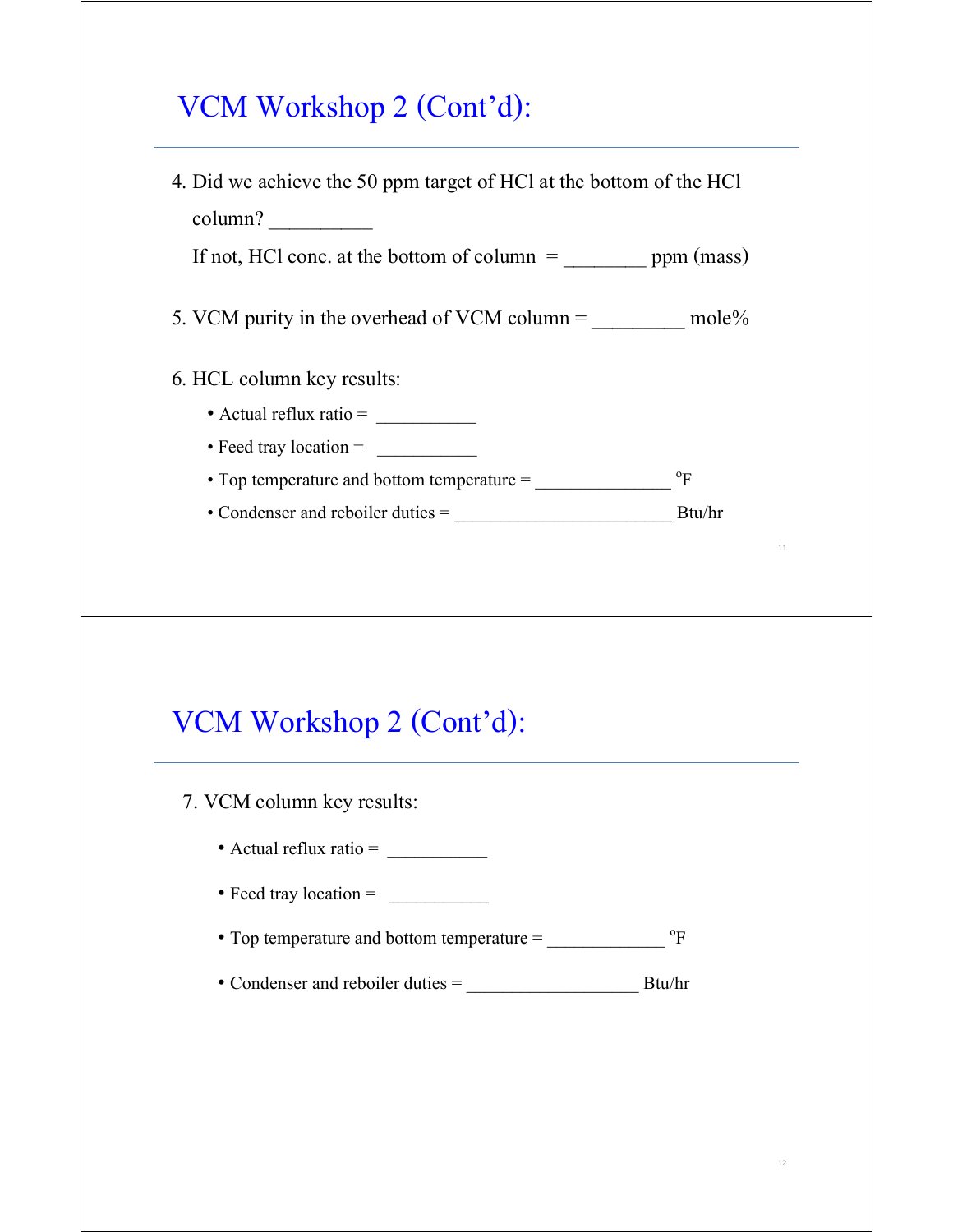## VCM Workshop 2 (Cont'd):

4. Did we achieve the 50 ppm target of HCl at the bottom of the HCl column? __________

   If not, HCl conc. at the bottom of column = ________ ppm (mass)

5. VCM purity in the overhead of VCM column = _________ mole%

6. HCL column key results:
   - Actual reflux ratio = ___________
   - Feed tray location = ___________
   - Top temperature and bottom temperature = _______________ $^{o}$F
   - Condenser and reboiler duties = ________________________ Btu/hr

## VCM Workshop 2 (Cont'd):

7. VCM column key results:
   - Actual reflux ratio = ___________
   - Feed tray location = ___________
   - Top temperature and bottom temperature = _____________ $^{o}$F
   - Condenser and reboiler duties = ___________________ Btu/hr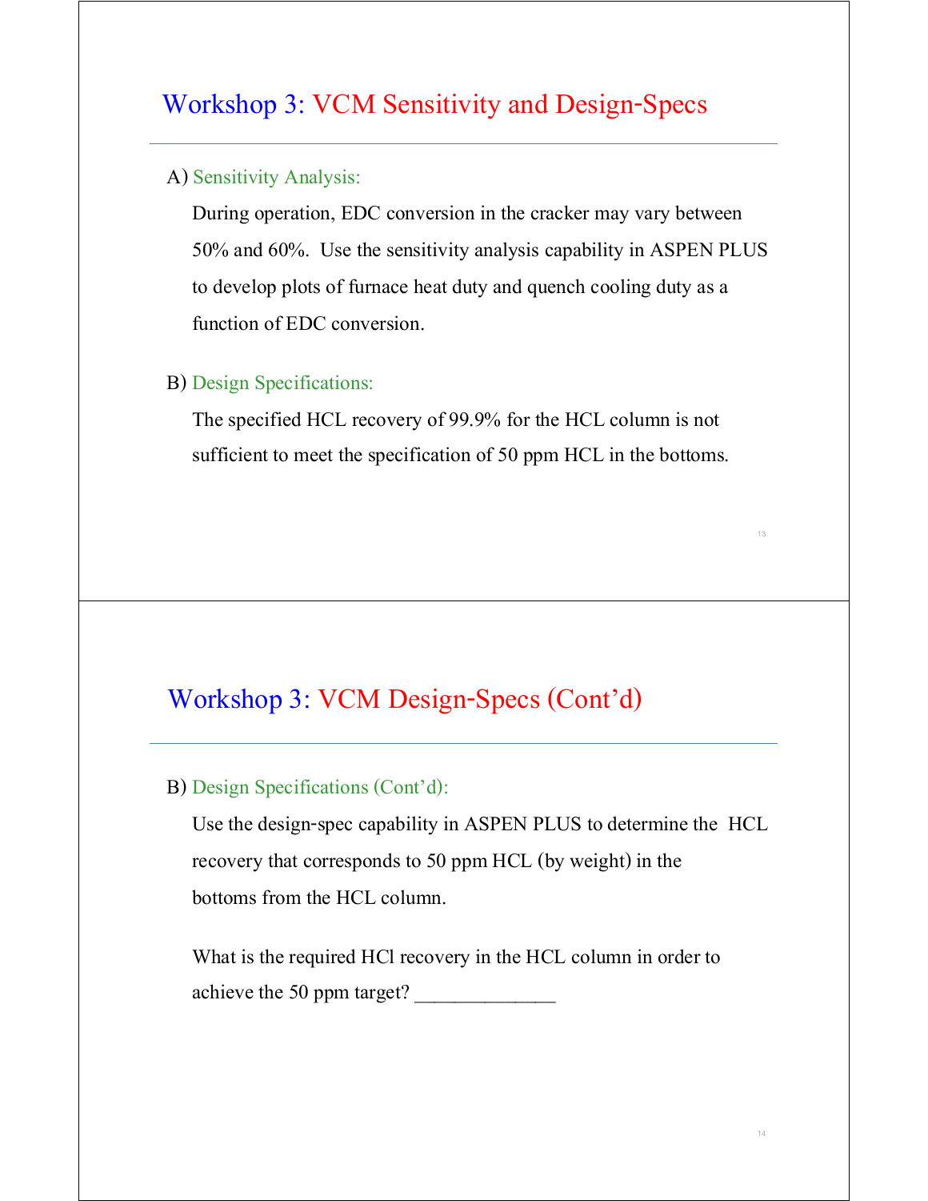# Workshop 3: VCM Sensitivity and Design-Specs

A) Sensitivity Analysis:

During operation, EDC conversion in the cracker may vary between 50% and 60%. Use the sensitivity analysis capability in ASPEN PLUS to develop plots of furnace heat duty and quench cooling duty as a function of EDC conversion.

B) Design Specifications:

The specified HCL recovery of 99.9% for the HCL column is not sufficient to meet the specification of 50 ppm HCL in the bottoms.

# Workshop 3: VCM Design-Specs (Cont'd)

B) Design Specifications (Cont'd):

Use the design-spec capability in ASPEN PLUS to determine the HCL recovery that corresponds to 50 ppm HCL (by weight) in the bottoms from the HCL column.

What is the required HCl recovery in the HCL column in order to achieve the 50 ppm target? ______________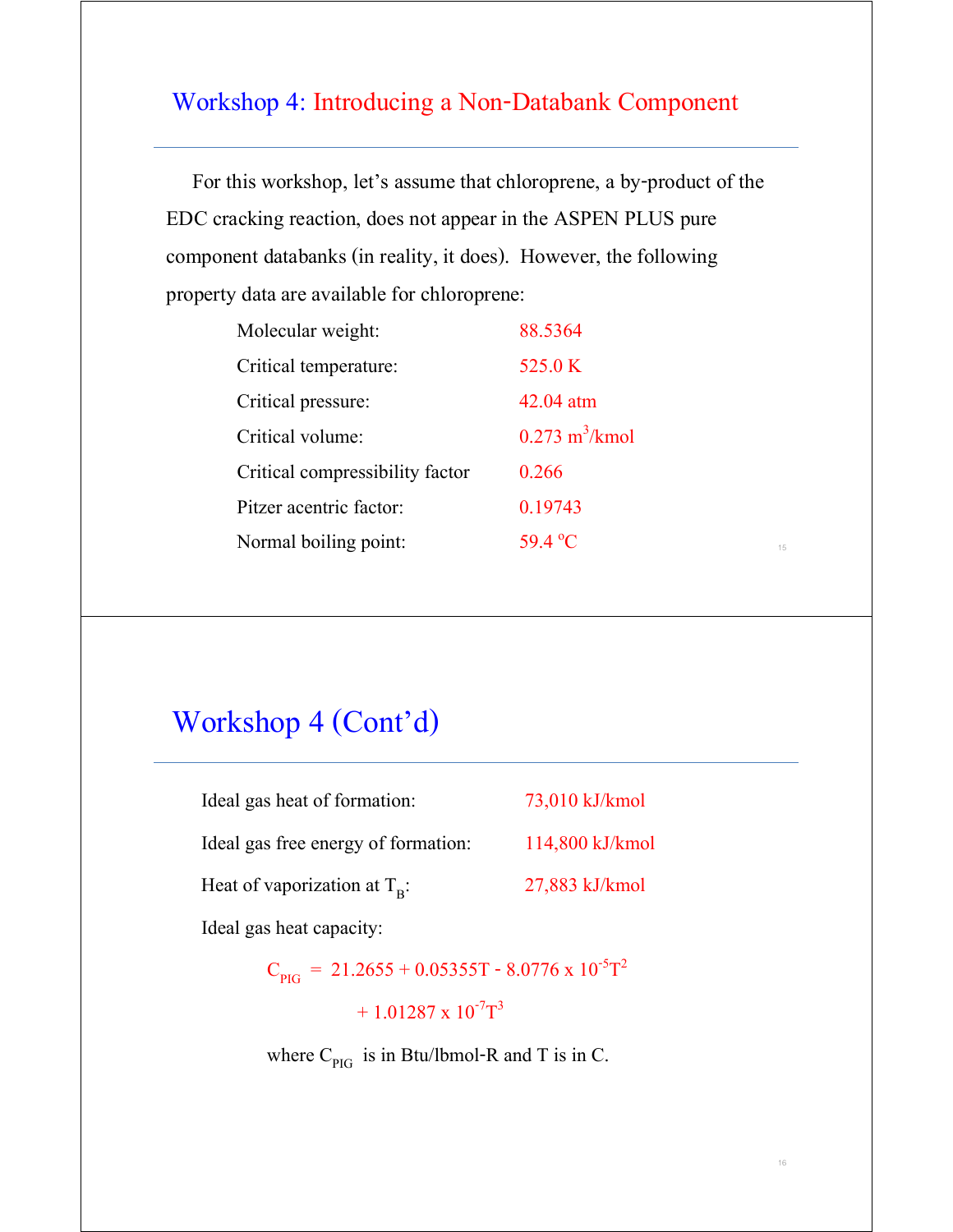## Workshop 4: Introducing a Non-Databank Component

For this workshop, let's assume that chloroprene, a by-product of the EDC cracking reaction, does not appear in the ASPEN PLUS pure component databanks (in reality, it does). However, the following property data are available for chloroprene:

| | |
|---|---|
| Molecular weight: | 88.5364 |
| Critical temperature: | 525.0 K |
| Critical pressure: | 42.04 atm |
| Critical volume: | 0.273 $m^3$/kmol |
| Critical compressibility factor | 0.266 |
| Pitzer acentric factor: | 0.19743 |
| Normal boiling point: | 59.4 $^oC$ |

## Workshop 4 (Cont'd)

| | |
|---|---|
| Ideal gas heat of formation: | 73,010 kJ/kmol |
| Ideal gas free energy of formation: | 114,800 kJ/kmol |
| Heat of vaporization at $T_B$: | 27,883 kJ/kmol |

Ideal gas heat capacity:

$$C_{PIG} = 21.2655 + 0.05355T - 8.0776 \times 10^{-5}T^2 + 1.01287 \times 10^{-7}T^3$$

where $C_{PIG}$ is in Btu/lbmol-R and T is in C.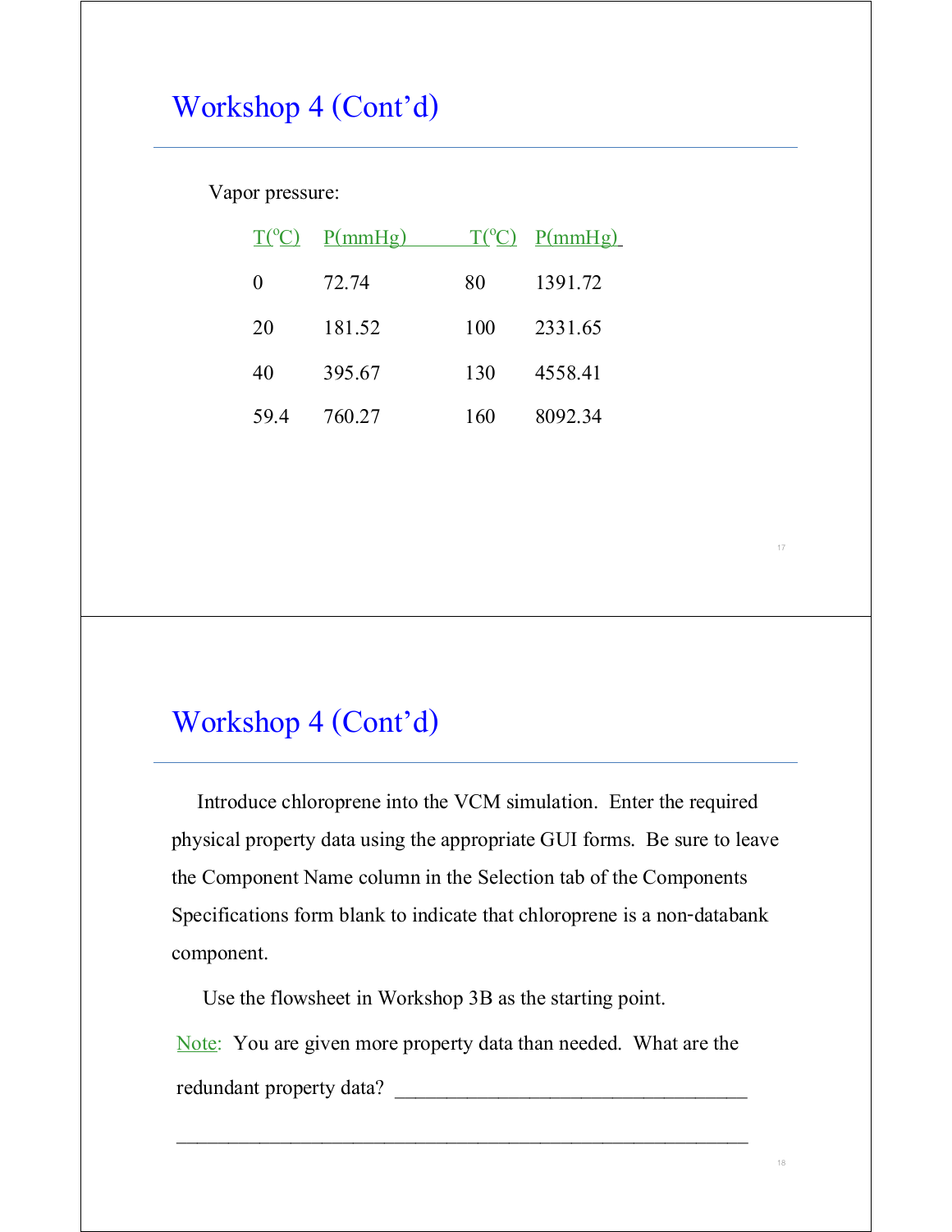## Workshop 4 (Cont'd)

Vapor pressure:

| T(°C) | P(mmHg) | T(°C) | P(mmHg) |
|---|---|---|---|
| 0 | 72.74 | 80 | 1391.72 |
| 20 | 181.52 | 100 | 2331.65 |
| 40 | 395.67 | 130 | 4558.41 |
| 59.4 | 760.27 | 160 | 8092.34 |

## Workshop 4 (Cont'd)

Introduce chloroprene into the VCM simulation. Enter the required physical property data using the appropriate GUI forms. Be sure to leave the Component Name column in the Selection tab of the Components Specifications form blank to indicate that chloroprene is a non-databank component.

Use the flowsheet in Workshop 3B as the starting point.

Note: You are given more property data than needed. What are the redundant property data? ___________________________________

_____________________________________________________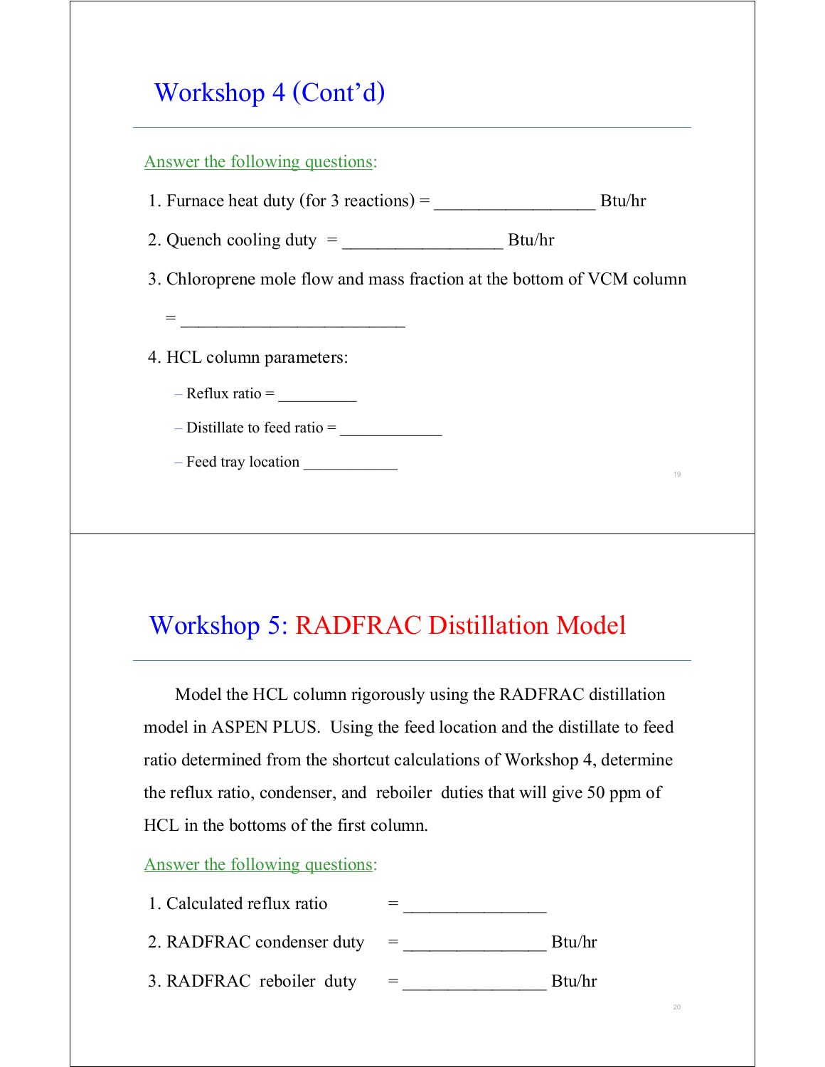## Workshop 4 (Cont'd)

Answer the following questions:

1. Furnace heat duty (for 3 reactions) = __________________ Btu/hr
2. Quench cooling duty = __________________ Btu/hr
3. Chloroprene mole flow and mass fraction at the bottom of VCM column

   = _________________________
4. HCL column parameters:
   - Reflux ratio = __________
   - Distillate to feed ratio = _____________
   - Feed tray location ____________

## Workshop 5: RADFRAC Distillation Model

Model the HCL column rigorously using the RADFRAC distillation model in ASPEN PLUS. Using the feed location and the distillate to feed ratio determined from the shortcut calculations of Workshop 4, determine the reflux ratio, condenser, and reboiler duties that will give 50 ppm of HCL in the bottoms of the first column.

Answer the following questions:

1. Calculated reflux ratio = ________________
2. RADFRAC condenser duty = ________________ Btu/hr
3. RADFRAC reboiler duty = ________________ Btu/hr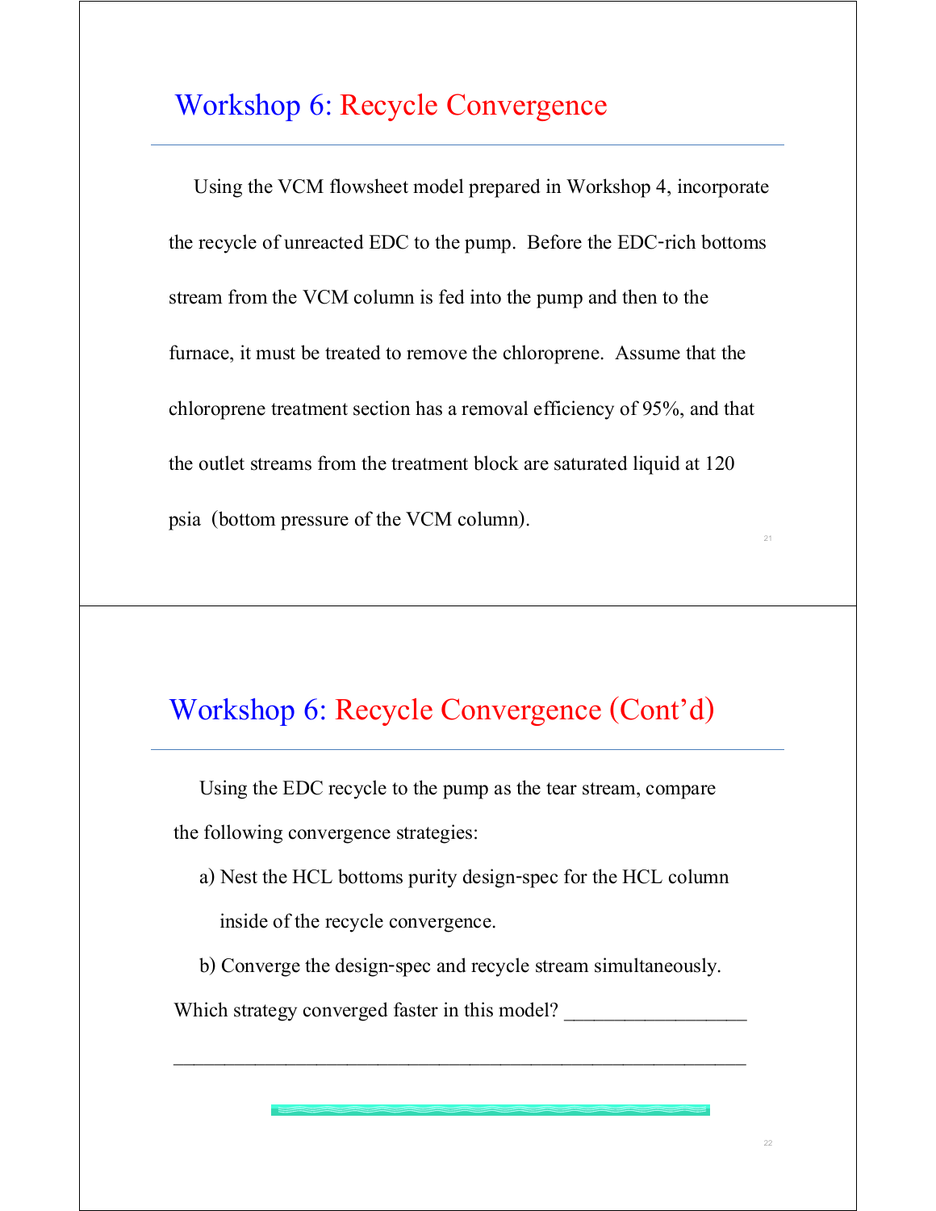## Workshop 6: Recycle Convergence

Using the VCM flowsheet model prepared in Workshop 4, incorporate the recycle of unreacted EDC to the pump. Before the EDC-rich bottoms stream from the VCM column is fed into the pump and then to the furnace, it must be treated to remove the chloroprene. Assume that the chloroprene treatment section has a removal efficiency of 95%, and that the outlet streams from the treatment block are saturated liquid at 120 psia (bottom pressure of the VCM column).

## Workshop 6: Recycle Convergence (Cont'd)

Using the EDC recycle to the pump as the tear stream, compare the following convergence strategies:

a) Nest the HCL bottoms purity design-spec for the HCL column inside of the recycle convergence.

b) Converge the design-spec and recycle stream simultaneously.

Which strategy converged faster in this model? ____________________

________________________________________________________________